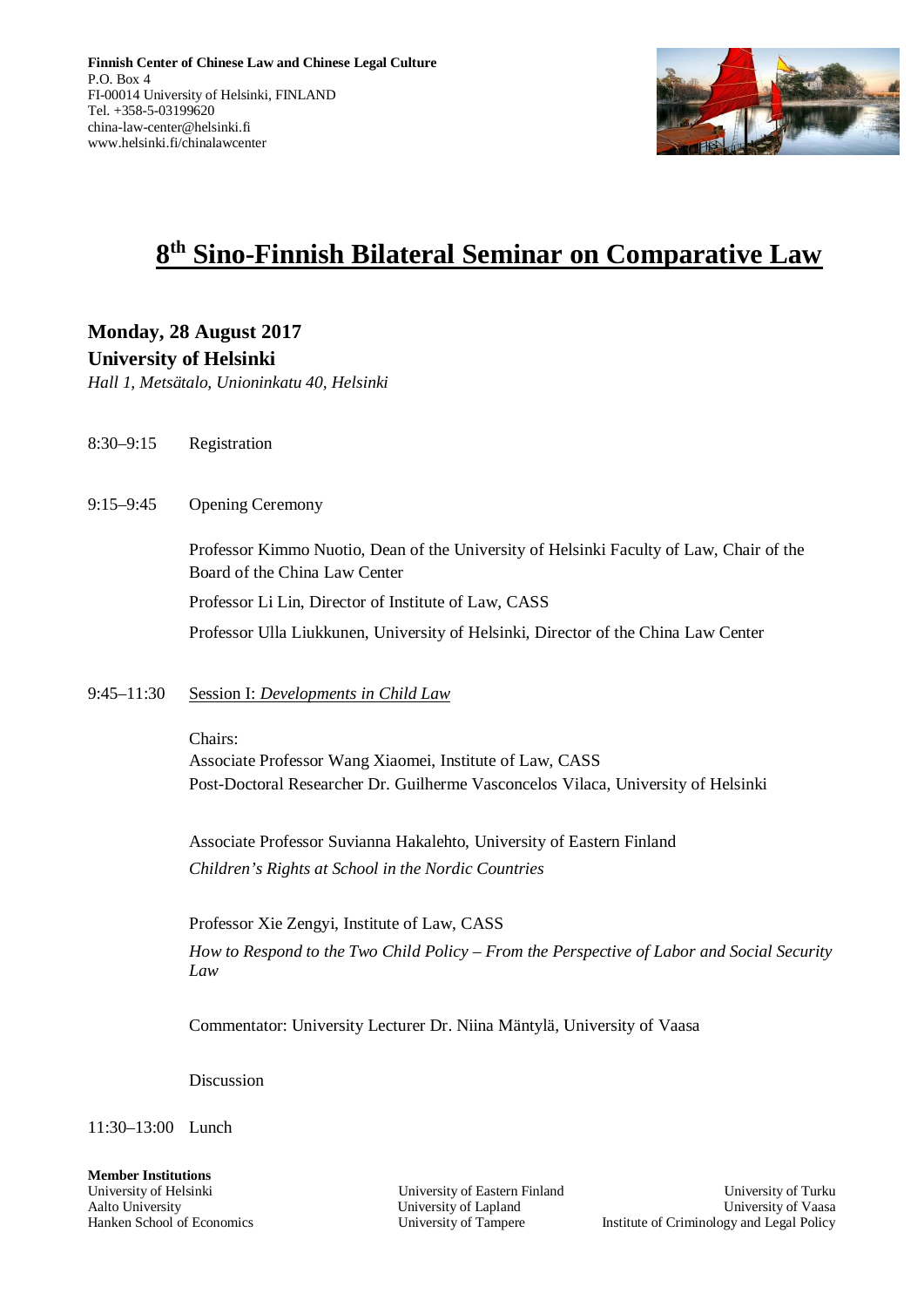**Finnish Center of Chinese Law and Chinese Legal Culture**
P.O. Box 4
FI-00014 University of Helsinki, FINLAND
Tel. +358-5-03199620
china-law-center@helsinki.fi
www.helsinki.fi/chinalawcenter

# 8th Sino-Finnish Bilateral Seminar on Comparative Law

## Monday, 28 August 2017
## University of Helsinki

*Hall 1, Metsätalo, Unioninkatu 40, Helsinki*

8:30–9:15 Registration

9:15–9:45 Opening Ceremony

Professor Kimmo Nuotio, Dean of the University of Helsinki Faculty of Law, Chair of the Board of the China Law Center

Professor Li Lin, Director of Institute of Law, CASS

Professor Ulla Liukkunen, University of Helsinki, Director of the China Law Center

9:45–11:30 Session I: *Developments in Child Law*

Chairs:
Associate Professor Wang Xiaomei, Institute of Law, CASS
Post-Doctoral Researcher Dr. Guilherme Vasconcelos Vilaca, University of Helsinki

Associate Professor Suvianna Hakalehto, University of Eastern Finland
*Children's Rights at School in the Nordic Countries*

Professor Xie Zengyi, Institute of Law, CASS
*How to Respond to the Two Child Policy – From the Perspective of Labor and Social Security Law*

Commentator: University Lecturer Dr. Niina Mäntylä, University of Vaasa

Discussion

11:30–13:00 Lunch

**Member Institutions**
University of Helsinki
Aalto University
Hanken School of Economics
University of Eastern Finland
University of Lapland
University of Tampere
University of Turku
University of Vaasa
Institute of Criminology and Legal Policy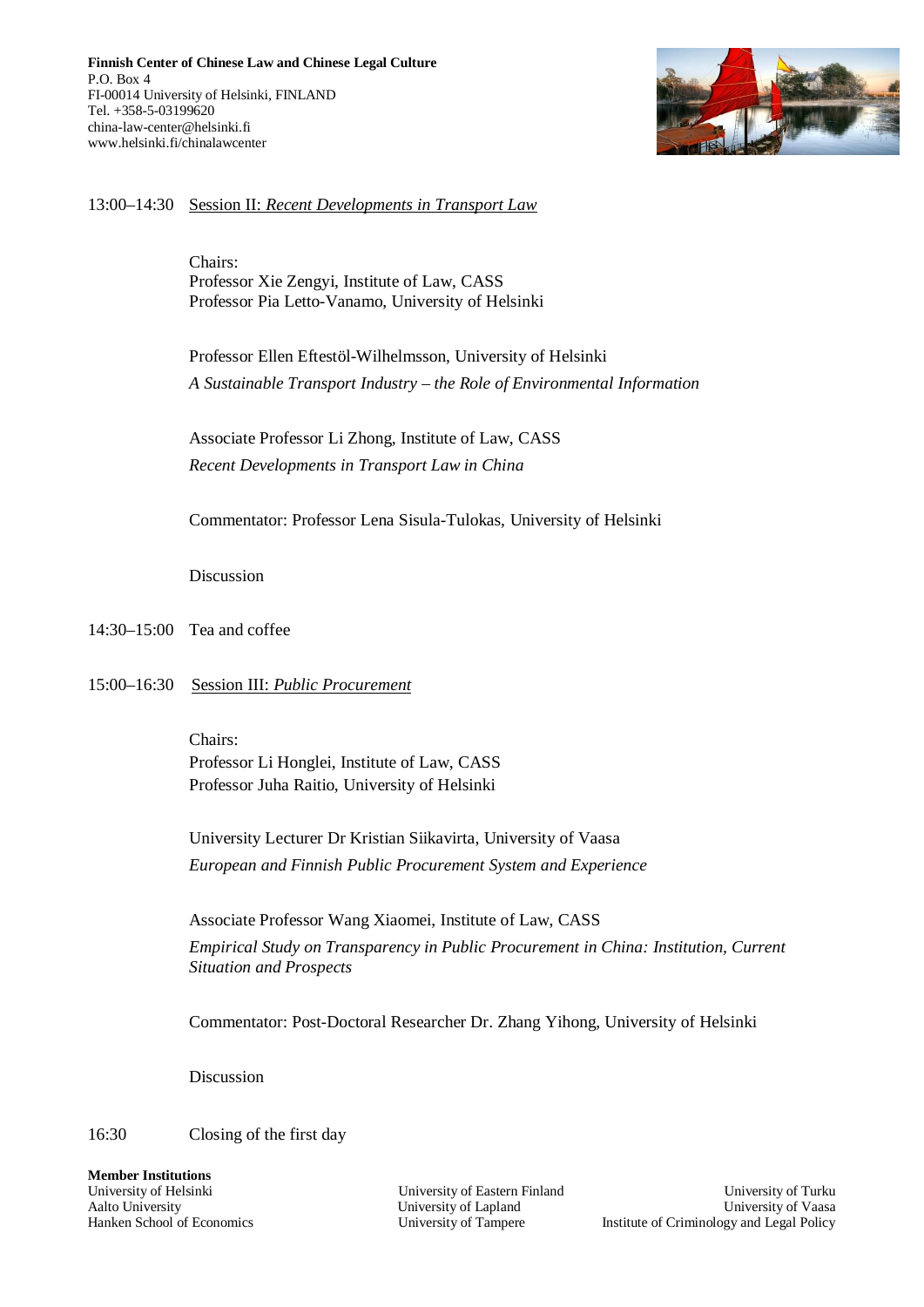**Finnish Center of Chinese Law and Chinese Legal Culture**
P.O. Box 4
FI-00014 University of Helsinki, FINLAND
Tel. +358-5-03199620
china-law-center@helsinki.fi
www.helsinki.fi/chinalawcenter

13:00–14:30 Session II: *Recent Developments in Transport Law*

Chairs:
Professor Xie Zengyi, Institute of Law, CASS
Professor Pia Letto-Vanamo, University of Helsinki

Professor Ellen Eftestöl-Wilhelmsson, University of Helsinki
*A Sustainable Transport Industry – the Role of Environmental Information*

Associate Professor Li Zhong, Institute of Law, CASS
*Recent Developments in Transport Law in China*

Commentator: Professor Lena Sisula-Tulokas, University of Helsinki

Discussion

14:30–15:00 Tea and coffee

15:00–16:30 Session III: *Public Procurement*

Chairs:
Professor Li Honglei, Institute of Law, CASS
Professor Juha Raitio, University of Helsinki

University Lecturer Dr Kristian Siikavirta, University of Vaasa
*European and Finnish Public Procurement System and Experience*

Associate Professor Wang Xiaomei, Institute of Law, CASS
*Empirical Study on Transparency in Public Procurement in China: Institution, Current Situation and Prospects*

Commentator: Post-Doctoral Researcher Dr. Zhang Yihong, University of Helsinki

Discussion

16:30 Closing of the first day

**Member Institutions**
University of Helsinki
Aalto University
Hanken School of Economics
University of Eastern Finland
University of Lapland
University of Tampere
University of Turku
University of Vaasa
Institute of Criminology and Legal Policy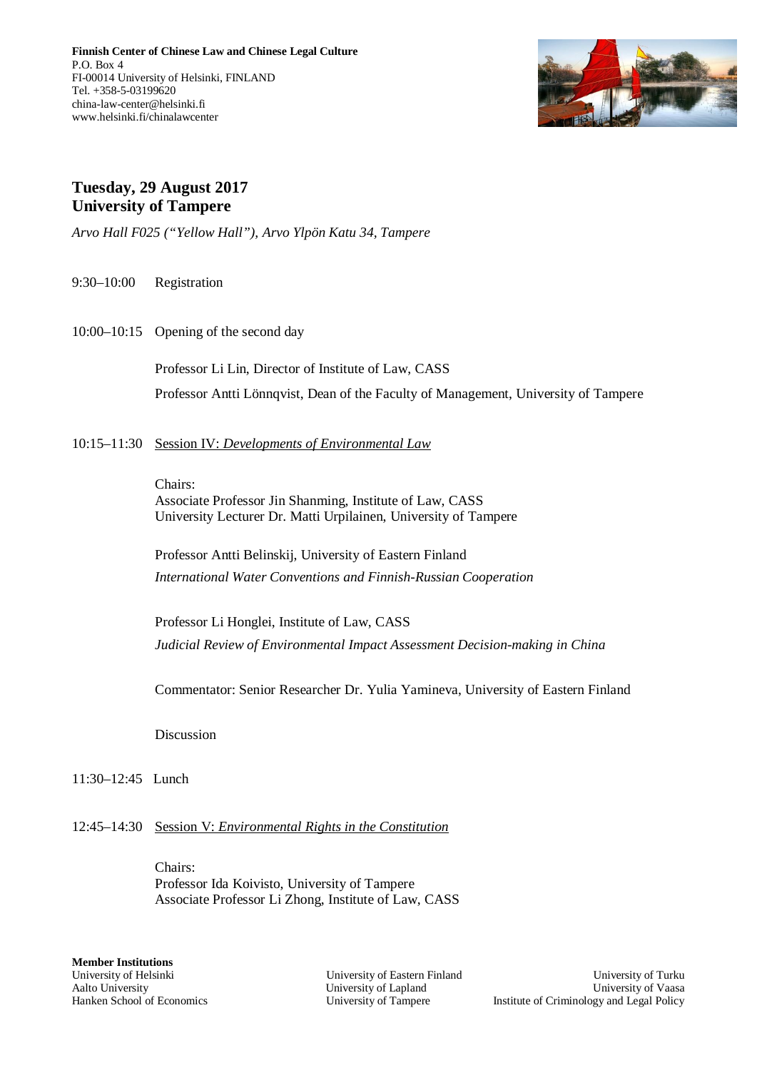**Finnish Center of Chinese Law and Chinese Legal Culture**
P.O. Box 4
FI-00014 University of Helsinki, FINLAND
Tel. +358-5-03199620
china-law-center@helsinki.fi
www.helsinki.fi/chinalawcenter

## Tuesday, 29 August 2017
## University of Tampere

*Arvo Hall F025 ("Yellow Hall"), Arvo Ylpön Katu 34, Tampere*

9:30–10:00 Registration

10:00–10:15 Opening of the second day

Professor Li Lin, Director of Institute of Law, CASS

Professor Antti Lönnqvist, Dean of the Faculty of Management, University of Tampere

10:15–11:30 <u>Session IV: *Developments of Environmental Law*</u>

Chairs:
Associate Professor Jin Shanming, Institute of Law, CASS
University Lecturer Dr. Matti Urpilainen, University of Tampere

Professor Antti Belinskij, University of Eastern Finland
*International Water Conventions and Finnish-Russian Cooperation*

Professor Li Honglei, Institute of Law, CASS
*Judicial Review of Environmental Impact Assessment Decision-making in China*

Commentator: Senior Researcher Dr. Yulia Yamineva, University of Eastern Finland

Discussion

11:30–12:45 Lunch

12:45–14:30 <u>Session V: *Environmental Rights in the Constitution*</u>

Chairs:
Professor Ida Koivisto, University of Tampere
Associate Professor Li Zhong, Institute of Law, CASS

**Member Institutions**
University of Helsinki
Aalto University
Hanken School of Economics
University of Eastern Finland
University of Lapland
University of Tampere
University of Turku
University of Vaasa
Institute of Criminology and Legal Policy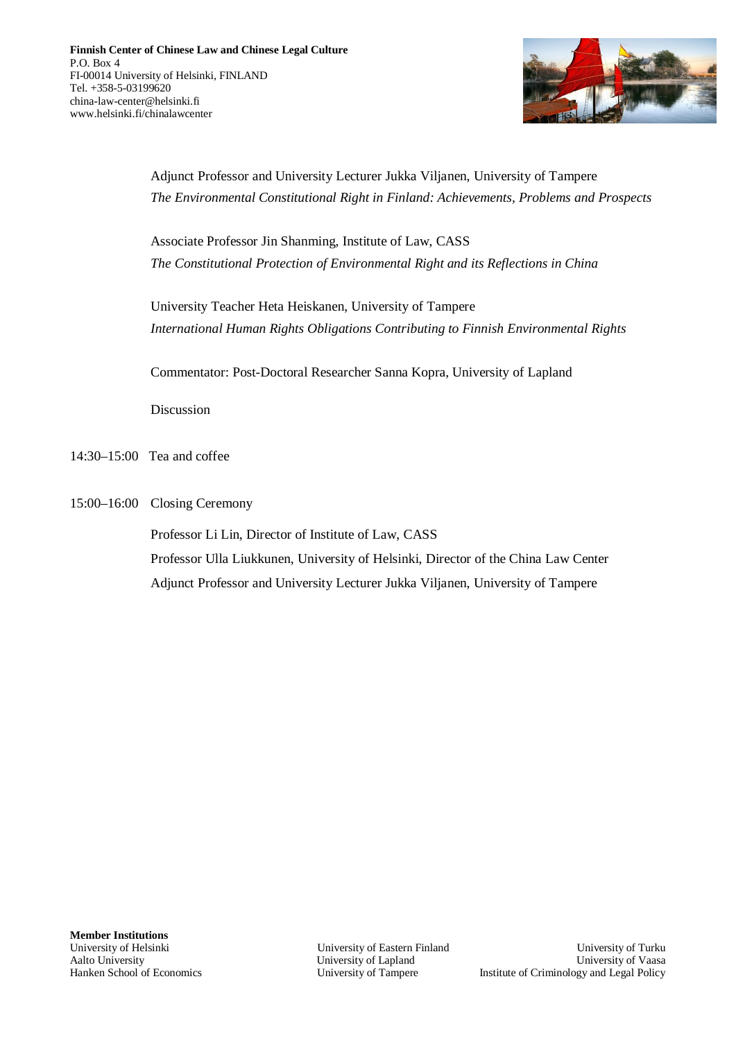Adjunct Professor and University Lecturer Jukka Viljanen, University of Tampere
*The Environmental Constitutional Right in Finland: Achievements, Problems and Prospects*

Associate Professor Jin Shanming, Institute of Law, CASS
*The Constitutional Protection of Environmental Right and its Reflections in China*

University Teacher Heta Heiskanen, University of Tampere
*International Human Rights Obligations Contributing to Finnish Environmental Rights*

Commentator: Post-Doctoral Researcher Sanna Kopra, University of Lapland

Discussion

14:30–15:00 Tea and coffee

15:00–16:00 Closing Ceremony

Professor Li Lin, Director of Institute of Law, CASS
Professor Ulla Liukkunen, University of Helsinki, Director of the China Law Center
Adjunct Professor and University Lecturer Jukka Viljanen, University of Tampere